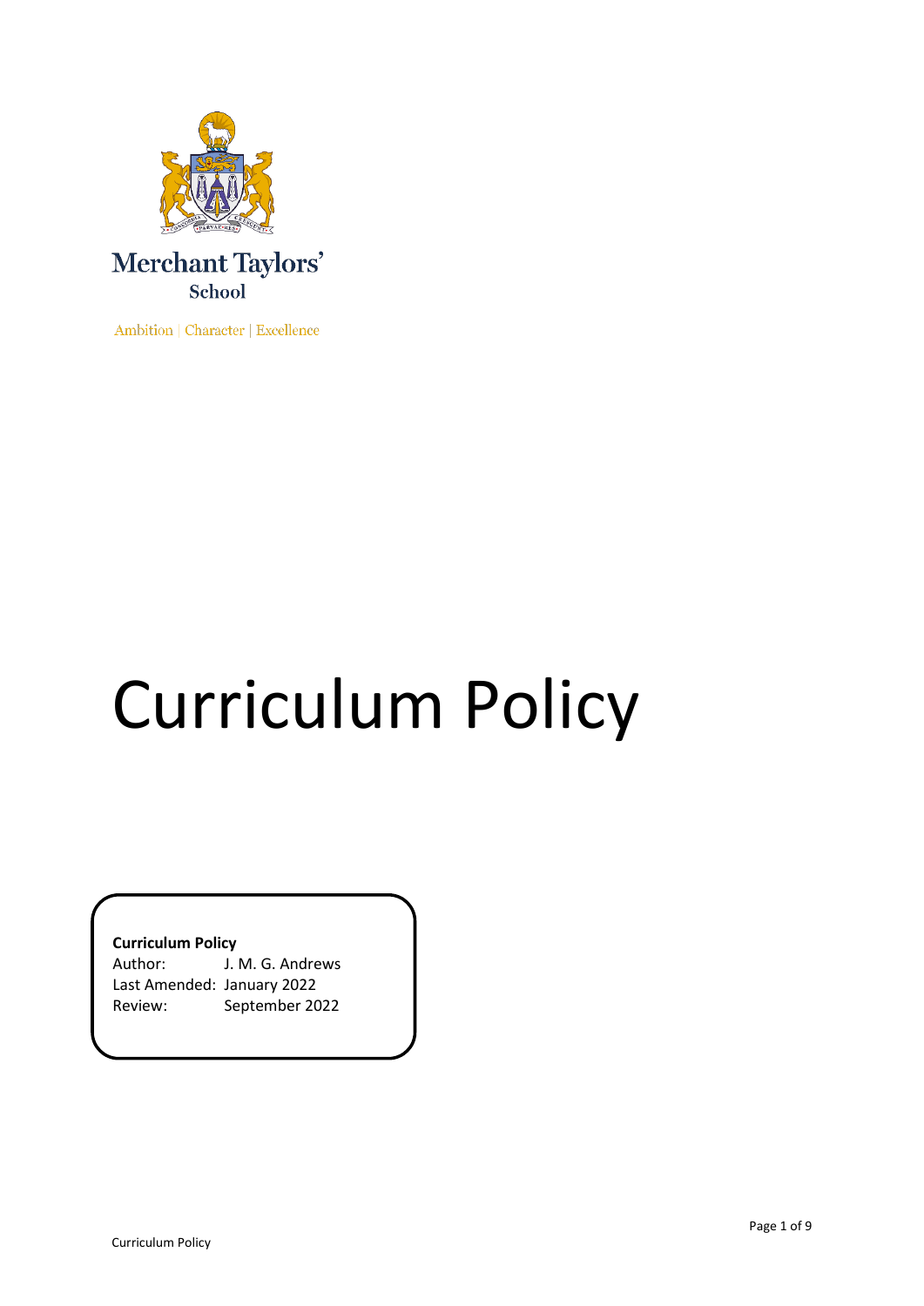Merchant Taylors'
School

Ambition | Character | Excellence

# Curriculum Policy

**Curriculum Policy**
Author: J. M. G. Andrews
Last Amended: January 2022
Review: September 2022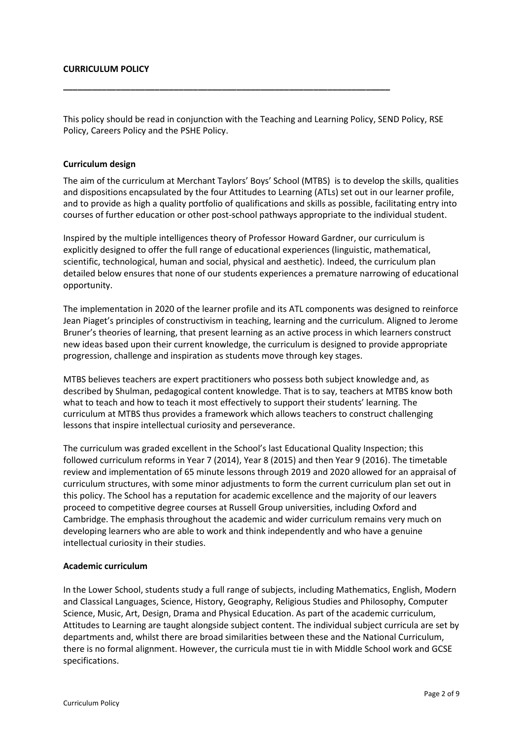# CURRICULUM POLICY

---

This policy should be read in conjunction with the Teaching and Learning Policy, SEND Policy, RSE Policy, Careers Policy and the PSHE Policy.

## Curriculum design

The aim of the curriculum at Merchant Taylors' Boys' School (MTBS) is to develop the skills, qualities and dispositions encapsulated by the four Attitudes to Learning (ATLs) set out in our learner profile, and to provide as high a quality portfolio of qualifications and skills as possible, facilitating entry into courses of further education or other post-school pathways appropriate to the individual student.

Inspired by the multiple intelligences theory of Professor Howard Gardner, our curriculum is explicitly designed to offer the full range of educational experiences (linguistic, mathematical, scientific, technological, human and social, physical and aesthetic). Indeed, the curriculum plan detailed below ensures that none of our students experiences a premature narrowing of educational opportunity.

The implementation in 2020 of the learner profile and its ATL components was designed to reinforce Jean Piaget's principles of constructivism in teaching, learning and the curriculum. Aligned to Jerome Bruner's theories of learning, that present learning as an active process in which learners construct new ideas based upon their current knowledge, the curriculum is designed to provide appropriate progression, challenge and inspiration as students move through key stages.

MTBS believes teachers are expert practitioners who possess both subject knowledge and, as described by Shulman, pedagogical content knowledge. That is to say, teachers at MTBS know both what to teach and how to teach it most effectively to support their students' learning. The curriculum at MTBS thus provides a framework which allows teachers to construct challenging lessons that inspire intellectual curiosity and perseverance.

The curriculum was graded excellent in the School's last Educational Quality Inspection; this followed curriculum reforms in Year 7 (2014), Year 8 (2015) and then Year 9 (2016). The timetable review and implementation of 65 minute lessons through 2019 and 2020 allowed for an appraisal of curriculum structures, with some minor adjustments to form the current curriculum plan set out in this policy. The School has a reputation for academic excellence and the majority of our leavers proceed to competitive degree courses at Russell Group universities, including Oxford and Cambridge. The emphasis throughout the academic and wider curriculum remains very much on developing learners who are able to work and think independently and who have a genuine intellectual curiosity in their studies.

## Academic curriculum

In the Lower School, students study a full range of subjects, including Mathematics, English, Modern and Classical Languages, Science, History, Geography, Religious Studies and Philosophy, Computer Science, Music, Art, Design, Drama and Physical Education. As part of the academic curriculum, Attitudes to Learning are taught alongside subject content. The individual subject curricula are set by departments and, whilst there are broad similarities between these and the National Curriculum, there is no formal alignment. However, the curricula must tie in with Middle School work and GCSE specifications.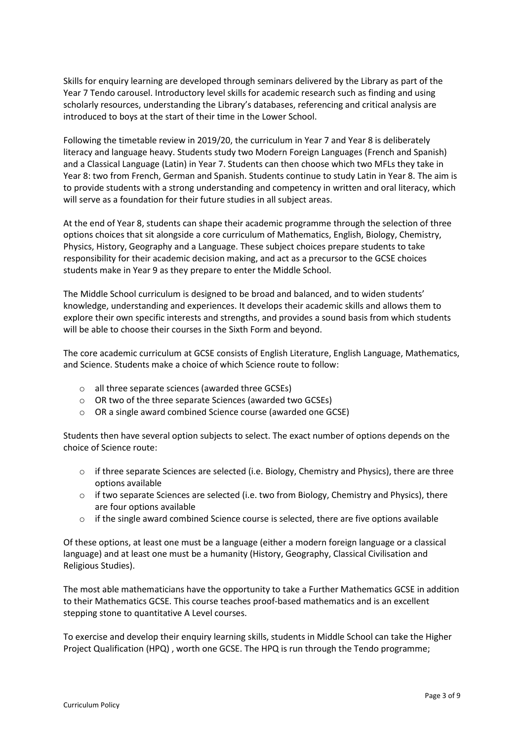Skills for enquiry learning are developed through seminars delivered by the Library as part of the Year 7 Tendo carousel. Introductory level skills for academic research such as finding and using scholarly resources, understanding the Library's databases, referencing and critical analysis are introduced to boys at the start of their time in the Lower School.

Following the timetable review in 2019/20, the curriculum in Year 7 and Year 8 is deliberately literacy and language heavy. Students study two Modern Foreign Languages (French and Spanish) and a Classical Language (Latin) in Year 7. Students can then choose which two MFLs they take in Year 8: two from French, German and Spanish. Students continue to study Latin in Year 8. The aim is to provide students with a strong understanding and competency in written and oral literacy, which will serve as a foundation for their future studies in all subject areas.

At the end of Year 8, students can shape their academic programme through the selection of three options choices that sit alongside a core curriculum of Mathematics, English, Biology, Chemistry, Physics, History, Geography and a Language. These subject choices prepare students to take responsibility for their academic decision making, and act as a precursor to the GCSE choices students make in Year 9 as they prepare to enter the Middle School.

The Middle School curriculum is designed to be broad and balanced, and to widen students' knowledge, understanding and experiences. It develops their academic skills and allows them to explore their own specific interests and strengths, and provides a sound basis from which students will be able to choose their courses in the Sixth Form and beyond.

The core academic curriculum at GCSE consists of English Literature, English Language, Mathematics, and Science. Students make a choice of which Science route to follow:

- all three separate sciences (awarded three GCSEs)
- OR two of the three separate Sciences (awarded two GCSEs)
- OR a single award combined Science course (awarded one GCSE)

Students then have several option subjects to select. The exact number of options depends on the choice of Science route:

- if three separate Sciences are selected (i.e. Biology, Chemistry and Physics), there are three options available
- if two separate Sciences are selected (i.e. two from Biology, Chemistry and Physics), there are four options available
- if the single award combined Science course is selected, there are five options available

Of these options, at least one must be a language (either a modern foreign language or a classical language) and at least one must be a humanity (History, Geography, Classical Civilisation and Religious Studies).

The most able mathematicians have the opportunity to take a Further Mathematics GCSE in addition to their Mathematics GCSE. This course teaches proof-based mathematics and is an excellent stepping stone to quantitative A Level courses.

To exercise and develop their enquiry learning skills, students in Middle School can take the Higher Project Qualification (HPQ) , worth one GCSE. The HPQ is run through the Tendo programme;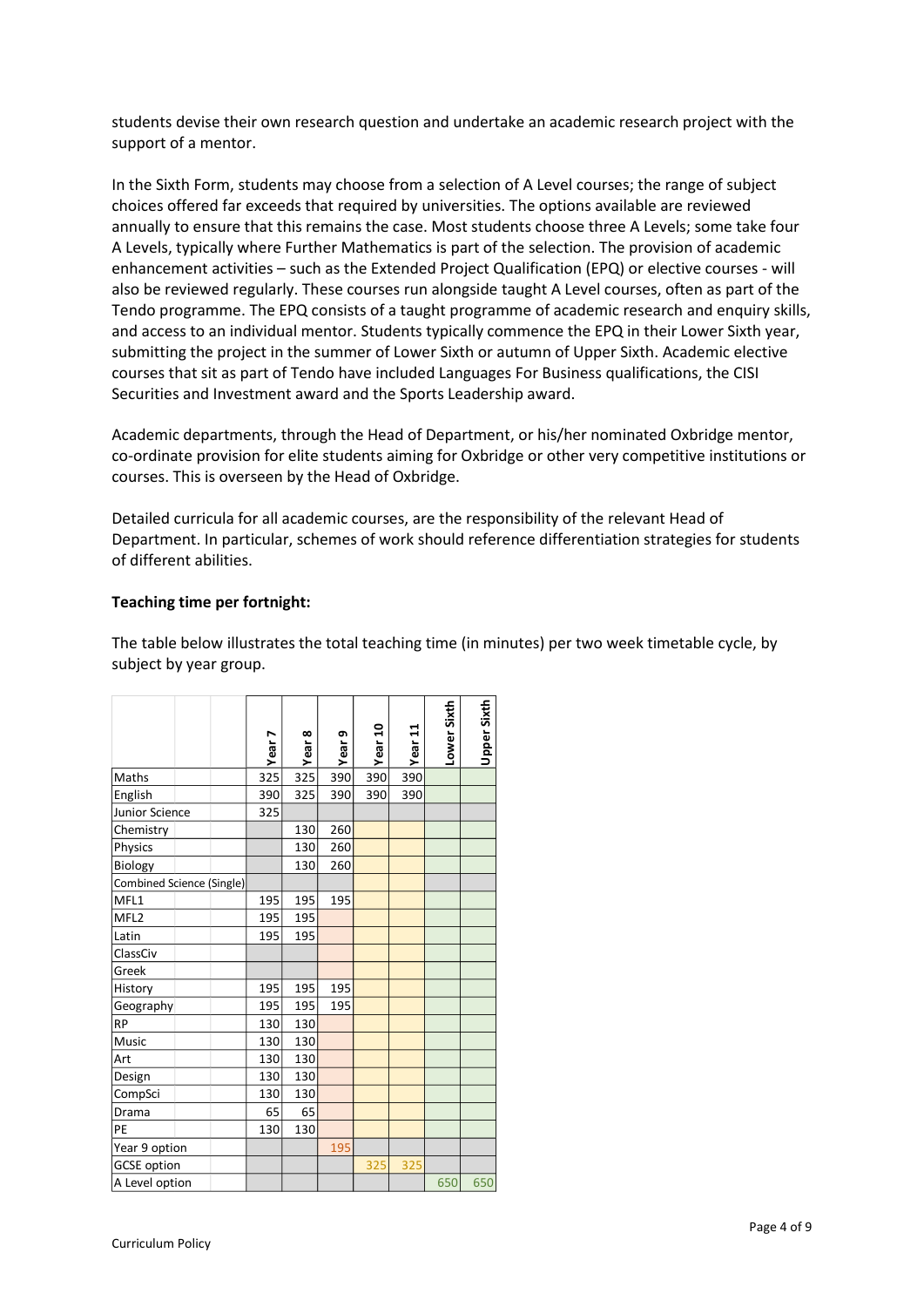students devise their own research question and undertake an academic research project with the support of a mentor.

In the Sixth Form, students may choose from a selection of A Level courses; the range of subject choices offered far exceeds that required by universities. The options available are reviewed annually to ensure that this remains the case. Most students choose three A Levels; some take four A Levels, typically where Further Mathematics is part of the selection. The provision of academic enhancement activities – such as the Extended Project Qualification (EPQ) or elective courses - will also be reviewed regularly. These courses run alongside taught A Level courses, often as part of the Tendo programme. The EPQ consists of a taught programme of academic research and enquiry skills, and access to an individual mentor. Students typically commence the EPQ in their Lower Sixth year, submitting the project in the summer of Lower Sixth or autumn of Upper Sixth. Academic elective courses that sit as part of Tendo have included Languages For Business qualifications, the CISI Securities and Investment award and the Sports Leadership award.

Academic departments, through the Head of Department, or his/her nominated Oxbridge mentor, co-ordinate provision for elite students aiming for Oxbridge or other very competitive institutions or courses. This is overseen by the Head of Oxbridge.

Detailed curricula for all academic courses, are the responsibility of the relevant Head of Department. In particular, schemes of work should reference differentiation strategies for students of different abilities.

**Teaching time per fortnight:**

The table below illustrates the total teaching time (in minutes) per two week timetable cycle, by subject by year group.

| | Year 7 | Year 8 | Year 9 | Year 10 | Year 11 | Lower Sixth | Upper Sixth |
|---|---|---|---|---|---|---|---|
| Maths | 325 | 325 | 390 | 390 | 390 | | |
| English | 390 | 325 | 390 | 390 | 390 | | |
| Junior Science | 325 | | | | | | |
| Chemistry | | 130 | 260 | | | | |
| Physics | | 130 | 260 | | | | |
| Biology | | 130 | 260 | | | | |
| Combined Science (Single) | | | | | | | |
| MFL1 | 195 | 195 | 195 | | | | |
| MFL2 | 195 | 195 | | | | | |
| Latin | 195 | 195 | | | | | |
| ClassCiv | | | | | | | |
| Greek | | | | | | | |
| History | 195 | 195 | 195 | | | | |
| Geography | 195 | 195 | 195 | | | | |
| RP | 130 | 130 | | | | | |
| Music | 130 | 130 | | | | | |
| Art | 130 | 130 | | | | | |
| Design | 130 | 130 | | | | | |
| CompSci | 130 | 130 | | | | | |
| Drama | 65 | 65 | | | | | |
| PE | 130 | 130 | | | | | |
| Year 9 option | | | 195 | | | | |
| GCSE option | | | | 325 | 325 | | |
| A Level option | | | | | | 650 | 650 |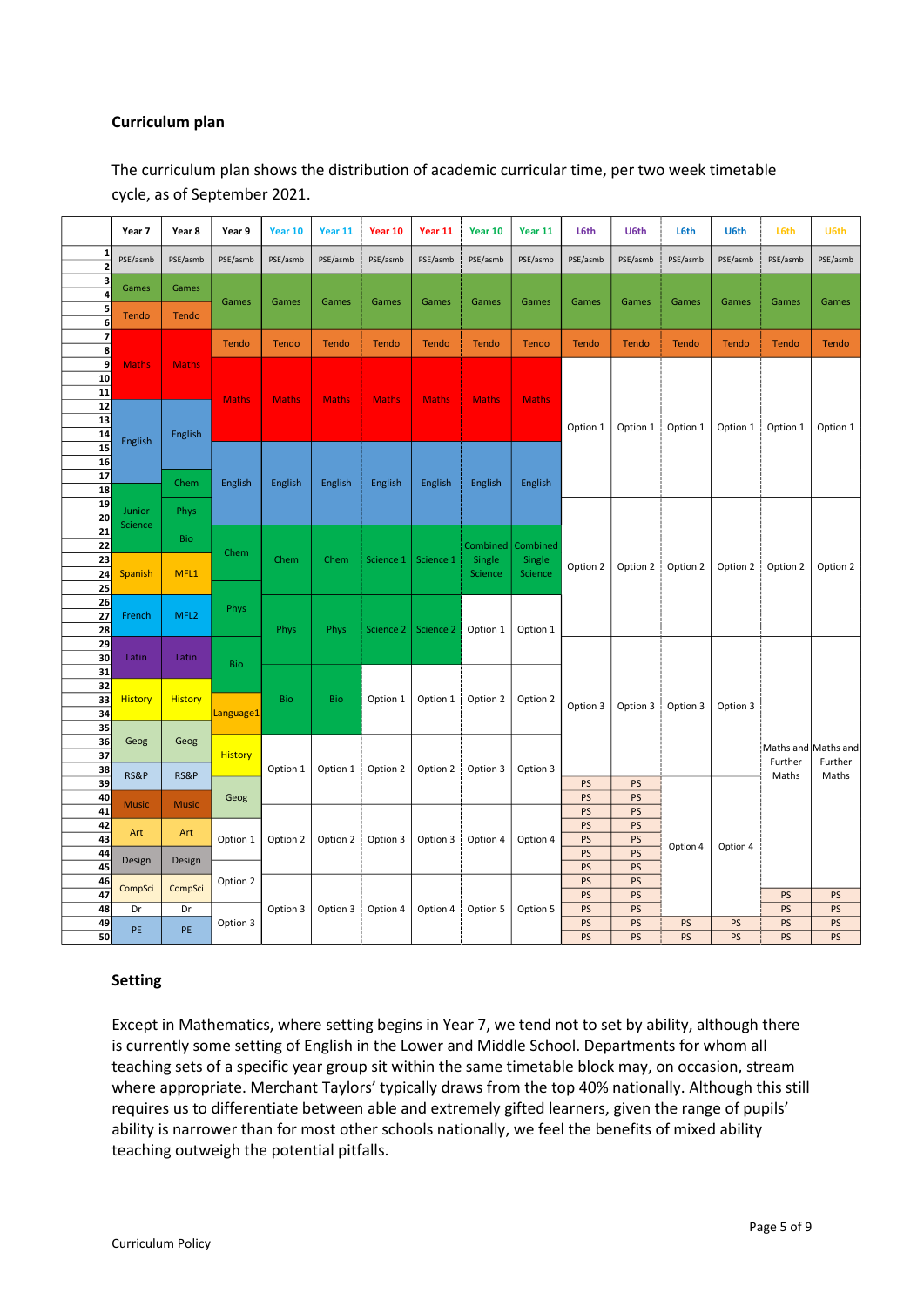### Curriculum plan

The curriculum plan shows the distribution of academic curricular time, per two week timetable cycle, as of September 2021.

| | Year 7 | Year 8 | Year 9 | Year 10 | Year 11 | Year 10 | Year 11 | Year 10 | Year 11 | L6th | U6th | L6th | U6th | L6th | U6th |
|---|---|---|---|---|---|---|---|---|---|---|---|---|---|---|---|
| 1 | PSE/asmb | PSE/asmb | PSE/asmb | PSE/asmb | PSE/asmb | PSE/asmb | PSE/asmb | PSE/asmb | PSE/asmb | PSE/asmb | PSE/asmb | PSE/asmb | PSE/asmb | PSE/asmb | PSE/asmb |
| 2 | PSE/asmb | PSE/asmb | PSE/asmb | PSE/asmb | PSE/asmb | PSE/asmb | PSE/asmb | PSE/asmb | PSE/asmb | PSE/asmb | PSE/asmb | PSE/asmb | PSE/asmb | PSE/asmb | PSE/asmb |
| 3 | Games | Games | Games | Games | Games | Games | Games | Games | Games | Games | Games | Games | Games | Games | Games |
| 4 | Games | Games | Games | Games | Games | Games | Games | Games | Games | Games | Games | Games | Games | Games | Games |
| 5 | Tendo | Tendo | Games | Games | Games | Games | Games | Games | Games | Games | Games | Games | Games | Games | Games |
| 6 | Tendo | Tendo | Games | Games | Games | Games | Games | Games | Games | Games | Games | Games | Games | Games | Games |
| 7 | Maths | Maths | Tendo | Tendo | Tendo | Tendo | Tendo | Tendo | Tendo | Tendo | Tendo | Tendo | Tendo | Tendo | Tendo |
| 8 | Maths | Maths | Tendo | Tendo | Tendo | Tendo | Tendo | Tendo | Tendo | Tendo | Tendo | Tendo | Tendo | Tendo | Tendo |
| 9 | Maths | Maths | Maths | Maths | Maths | Maths | Maths | Maths | Maths | Option 1 | Option 1 | Option 1 | Option 1 | Option 1 | Option 1 |
| 10 | Maths | Maths | Maths | Maths | Maths | Maths | Maths | Maths | Maths | Option 1 | Option 1 | Option 1 | Option 1 | Option 1 | Option 1 |
| 11 | Maths | Maths | Maths | Maths | Maths | Maths | Maths | Maths | Maths | Option 1 | Option 1 | Option 1 | Option 1 | Option 1 | Option 1 |
| 12 | Maths | Maths | Maths | Maths | Maths | Maths | Maths | Maths | Maths | Option 1 | Option 1 | Option 1 | Option 1 | Option 1 | Option 1 |
| 13 | English | English | Maths | Maths | Maths | Maths | Maths | Maths | Maths | Option 1 | Option 1 | Option 1 | Option 1 | Option 1 | Option 1 |
| 14 | English | English | Maths | Maths | Maths | Maths | Maths | Maths | Maths | Option 1 | Option 1 | Option 1 | Option 1 | Option 1 | Option 1 |
| 15 | English | English | English | English | English | English | English | English | English | Option 1 | Option 1 | Option 1 | Option 1 | Option 1 | Option 1 |
| 16 | English | English | English | English | English | English | English | English | English | Option 1 | Option 1 | Option 1 | Option 1 | Option 1 | Option 1 |
| 17 | English | Chem | English | English | English | English | English | English | English | Option 1 | Option 1 | Option 1 | Option 1 | Option 1 | Option 1 |
| 18 | English | Chem | English | English | English | English | English | English | English | Option 1 | Option 1 | Option 1 | Option 1 | Option 1 | Option 1 |
| 19 | Junior Science | Phys | English | English | English | English | English | English | English | Option 2 | Option 2 | Option 2 | Option 2 | Option 2 | Option 2 |
| 20 | Junior Science | Phys | English | English | English | English | English | English | English | Option 2 | Option 2 | Option 2 | Option 2 | Option 2 | Option 2 |
| 21 | Junior Science | Bio | Chem | Chem | Chem | Science 1 | Science 1 | Combined Single Science | Combined Single Science | Option 2 | Option 2 | Option 2 | Option 2 | Option 2 | Option 2 |
| 22 | Junior Science | Bio | Chem | Chem | Chem | Science 1 | Science 1 | Combined Single Science | Combined Single Science | Option 2 | Option 2 | Option 2 | Option 2 | Option 2 | Option 2 |
| 23 | Spanish | MFL1 | Chem | Chem | Chem | Science 1 | Science 1 | Combined Single Science | Combined Single Science | Option 2 | Option 2 | Option 2 | Option 2 | Option 2 | Option 2 |
| 24 | Spanish | MFL1 | Chem | Chem | Chem | Science 1 | Science 1 | Combined Single Science | Combined Single Science | Option 2 | Option 2 | Option 2 | Option 2 | Option 2 | Option 2 |
| 25 | Spanish | MFL1 | Phys | Chem | Chem | Science 1 | Science 1 | Combined Single Science | Combined Single Science | Option 2 | Option 2 | Option 2 | Option 2 | Option 2 | Option 2 |
| 26 | French | MFL2 | Phys | Chem | Chem | Science 1 | Science 1 | Combined Single Science | Combined Single Science | Option 2 | Option 2 | Option 2 | Option 2 | Option 2 | Option 2 |
| 27 | French | MFL2 | Phys | Phys | Phys | Science 2 | Science 2 | Option 1 | Option 1 | Option 2 | Option 2 | Option 2 | Option 2 | Option 2 | Option 2 |
| 28 | French | MFL2 | Phys | Phys | Phys | Science 2 | Science 2 | Option 1 | Option 1 | Option 2 | Option 2 | Option 2 | Option 2 | Option 2 | Option 2 |
| 29 | Latin | Latin | Bio | Phys | Phys | Science 2 | Science 2 | Option 1 | Option 1 | Option 3 | Option 3 | Option 3 | Option 3 | Maths and Further Maths | Maths and Further Maths |
| 30 | Latin | Latin | Bio | Phys | Phys | Science 2 | Science 2 | Option 1 | Option 1 | Option 3 | Option 3 | Option 3 | Option 3 | Maths and Further Maths | Maths and Further Maths |
| 31 | Latin | Latin | Bio | Bio | Bio | Option 1 | Option 1 | Option 2 | Option 2 | Option 3 | Option 3 | Option 3 | Option 3 | Maths and Further Maths | Maths and Further Maths |
| 32 | History | History | Bio | Bio | Bio | Option 1 | Option 1 | Option 2 | Option 2 | Option 3 | Option 3 | Option 3 | Option 3 | Maths and Further Maths | Maths and Further Maths |
| 33 | History | History | Language1 | Bio | Bio | Option 1 | Option 1 | Option 2 | Option 2 | Option 3 | Option 3 | Option 3 | Option 3 | Maths and Further Maths | Maths and Further Maths |
| 34 | History | History | Language1 | Bio | Bio | Option 1 | Option 1 | Option 2 | Option 2 | Option 3 | Option 3 | Option 3 | Option 3 | Maths and Further Maths | Maths and Further Maths |
| 35 | Geog | Geog | Language1 | Bio | Bio | Option 1 | Option 1 | Option 2 | Option 2 | Option 3 | Option 3 | Option 3 | Option 3 | Maths and Further Maths | Maths and Further Maths |
| 36 | Geog | Geog | History | Option 1 | Option 1 | Option 2 | Option 2 | Option 3 | Option 3 | Option 3 | Option 3 | Option 3 | Option 3 | Maths and Further Maths | Maths and Further Maths |
| 37 | Geog | Geog | History | Option 1 | Option 1 | Option 2 | Option 2 | Option 3 | Option 3 | Option 3 | Option 3 | Option 3 | Option 3 | Maths and Further Maths | Maths and Further Maths |
| 38 | RS&P | RS&P | History | Option 1 | Option 1 | Option 2 | Option 2 | Option 3 | Option 3 | Option 3 | Option 3 | Option 3 | Option 3 | Maths and Further Maths | Maths and Further Maths |
| 39 | RS&P | RS&P | Geog | Option 1 | Option 1 | Option 2 | Option 2 | Option 3 | Option 3 | PS | PS | Option 4 | Option 4 | Maths and Further Maths | Maths and Further Maths |
| 40 | Music | Music | Geog | Option 1 | Option 1 | Option 2 | Option 2 | Option 3 | Option 3 | PS | PS | Option 4 | Option 4 | Maths and Further Maths | Maths and Further Maths |
| 41 | Music | Music | Geog | Option 2 | Option 2 | Option 3 | Option 3 | Option 4 | Option 4 | PS | PS | Option 4 | Option 4 | Maths and Further Maths | Maths and Further Maths |
| 42 | Art | Art | Option 1 | Option 2 | Option 2 | Option 3 | Option 3 | Option 4 | Option 4 | PS | PS | Option 4 | Option 4 | Maths and Further Maths | Maths and Further Maths |
| 43 | Art | Art | Option 1 | Option 2 | Option 2 | Option 3 | Option 3 | Option 4 | Option 4 | PS | PS | Option 4 | Option 4 | Maths and Further Maths | Maths and Further Maths |
| 44 | Design | Design | Option 2 | Option 2 | Option 2 | Option 3 | Option 3 | Option 4 | Option 4 | PS | PS | Option 4 | Option 4 | Maths and Further Maths | Maths and Further Maths |
| 45 | Design | Design | Option 2 | Option 2 | Option 2 | Option 3 | Option 3 | Option 4 | Option 4 | PS | PS | Option 4 | Option 4 | Maths and Further Maths | Maths and Further Maths |
| 46 | CompSci | CompSci | Option 2 | Option 3 | Option 3 | Option 4 | Option 4 | Option 5 | Option 5 | PS | PS | Option 4 | Option 4 | Maths and Further Maths | Maths and Further Maths |
| 47 | CompSci | CompSci | Option 3 | Option 3 | Option 3 | Option 4 | Option 4 | Option 5 | Option 5 | PS | PS | Option 4 | Option 4 | PS | PS |
| 48 | Dr | Dr | Option 3 | Option 3 | Option 3 | Option 4 | Option 4 | Option 5 | Option 5 | PS | PS | Option 4 | Option 4 | PS | PS |
| 49 | PE | PE | Option 3 | Option 3 | Option 3 | Option 4 | Option 4 | Option 5 | Option 5 | PS | PS | PS | PS | PS | PS |
| 50 | PE | PE | Option 3 | Option 3 | Option 3 | Option 4 | Option 4 | Option 5 | Option 5 | PS | PS | PS | PS | PS | PS |

### Setting

Except in Mathematics, where setting begins in Year 7, we tend not to set by ability, although there is currently some setting of English in the Lower and Middle School. Departments for whom all teaching sets of a specific year group sit within the same timetable block may, on occasion, stream where appropriate. Merchant Taylors' typically draws from the top 40% nationally. Although this still requires us to differentiate between able and extremely gifted learners, given the range of pupils' ability is narrower than for most other schools nationally, we feel the benefits of mixed ability teaching outweigh the potential pitfalls.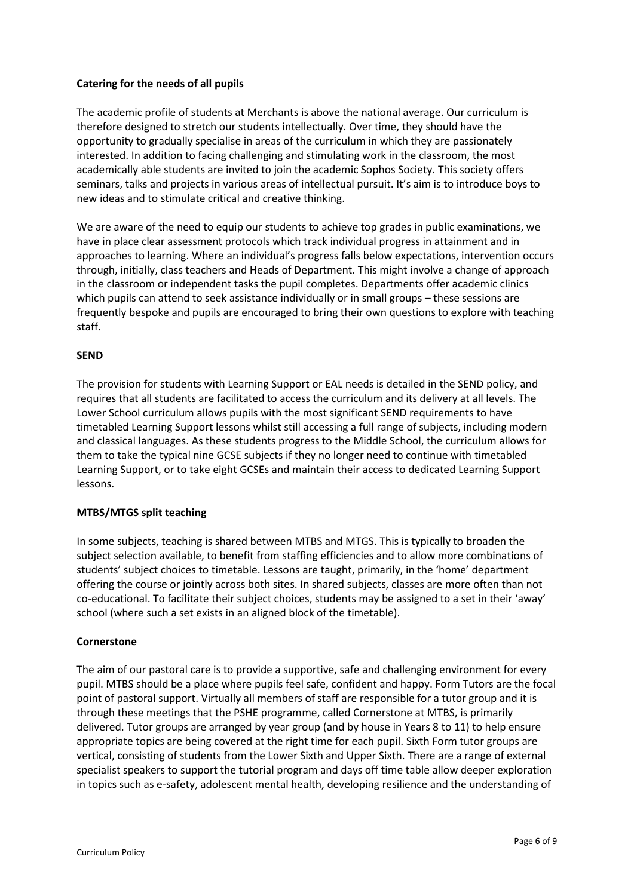**Catering for the needs of all pupils**

The academic profile of students at Merchants is above the national average. Our curriculum is therefore designed to stretch our students intellectually. Over time, they should have the opportunity to gradually specialise in areas of the curriculum in which they are passionately interested. In addition to facing challenging and stimulating work in the classroom, the most academically able students are invited to join the academic Sophos Society. This society offers seminars, talks and projects in various areas of intellectual pursuit. It's aim is to introduce boys to new ideas and to stimulate critical and creative thinking.

We are aware of the need to equip our students to achieve top grades in public examinations, we have in place clear assessment protocols which track individual progress in attainment and in approaches to learning. Where an individual's progress falls below expectations, intervention occurs through, initially, class teachers and Heads of Department. This might involve a change of approach in the classroom or independent tasks the pupil completes. Departments offer academic clinics which pupils can attend to seek assistance individually or in small groups – these sessions are frequently bespoke and pupils are encouraged to bring their own questions to explore with teaching staff.

**SEND**

The provision for students with Learning Support or EAL needs is detailed in the SEND policy, and requires that all students are facilitated to access the curriculum and its delivery at all levels. The Lower School curriculum allows pupils with the most significant SEND requirements to have timetabled Learning Support lessons whilst still accessing a full range of subjects, including modern and classical languages. As these students progress to the Middle School, the curriculum allows for them to take the typical nine GCSE subjects if they no longer need to continue with timetabled Learning Support, or to take eight GCSEs and maintain their access to dedicated Learning Support lessons.

**MTBS/MTGS split teaching**

In some subjects, teaching is shared between MTBS and MTGS. This is typically to broaden the subject selection available, to benefit from staffing efficiencies and to allow more combinations of students' subject choices to timetable. Lessons are taught, primarily, in the 'home' department offering the course or jointly across both sites. In shared subjects, classes are more often than not co-educational. To facilitate their subject choices, students may be assigned to a set in their 'away' school (where such a set exists in an aligned block of the timetable).

**Cornerstone**

The aim of our pastoral care is to provide a supportive, safe and challenging environment for every pupil. MTBS should be a place where pupils feel safe, confident and happy. Form Tutors are the focal point of pastoral support. Virtually all members of staff are responsible for a tutor group and it is through these meetings that the PSHE programme, called Cornerstone at MTBS, is primarily delivered. Tutor groups are arranged by year group (and by house in Years 8 to 11) to help ensure appropriate topics are being covered at the right time for each pupil. Sixth Form tutor groups are vertical, consisting of students from the Lower Sixth and Upper Sixth. There are a range of external specialist speakers to support the tutorial program and days off time table allow deeper exploration in topics such as e-safety, adolescent mental health, developing resilience and the understanding of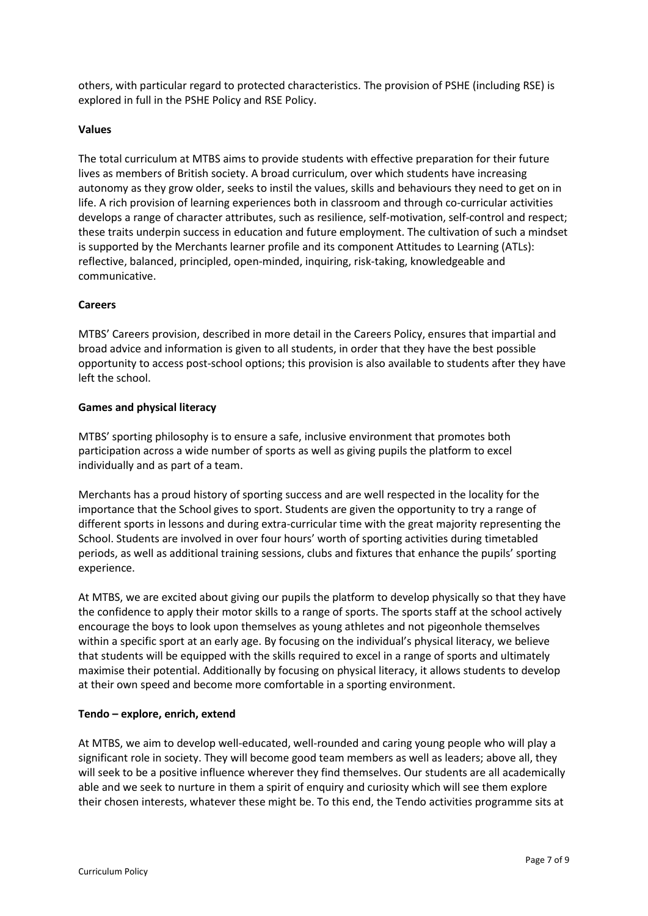others, with particular regard to protected characteristics. The provision of PSHE (including RSE) is explored in full in the PSHE Policy and RSE Policy.

**Values**

The total curriculum at MTBS aims to provide students with effective preparation for their future lives as members of British society. A broad curriculum, over which students have increasing autonomy as they grow older, seeks to instil the values, skills and behaviours they need to get on in life. A rich provision of learning experiences both in classroom and through co-curricular activities develops a range of character attributes, such as resilience, self-motivation, self-control and respect; these traits underpin success in education and future employment. The cultivation of such a mindset is supported by the Merchants learner profile and its component Attitudes to Learning (ATLs): reflective, balanced, principled, open-minded, inquiring, risk-taking, knowledgeable and communicative.

**Careers**

MTBS' Careers provision, described in more detail in the Careers Policy, ensures that impartial and broad advice and information is given to all students, in order that they have the best possible opportunity to access post-school options; this provision is also available to students after they have left the school.

**Games and physical literacy**

MTBS' sporting philosophy is to ensure a safe, inclusive environment that promotes both participation across a wide number of sports as well as giving pupils the platform to excel individually and as part of a team.

Merchants has a proud history of sporting success and are well respected in the locality for the importance that the School gives to sport. Students are given the opportunity to try a range of different sports in lessons and during extra-curricular time with the great majority representing the School. Students are involved in over four hours' worth of sporting activities during timetabled periods, as well as additional training sessions, clubs and fixtures that enhance the pupils' sporting experience.

At MTBS, we are excited about giving our pupils the platform to develop physically so that they have the confidence to apply their motor skills to a range of sports. The sports staff at the school actively encourage the boys to look upon themselves as young athletes and not pigeonhole themselves within a specific sport at an early age. By focusing on the individual's physical literacy, we believe that students will be equipped with the skills required to excel in a range of sports and ultimately maximise their potential. Additionally by focusing on physical literacy, it allows students to develop at their own speed and become more comfortable in a sporting environment.

**Tendo – explore, enrich, extend**

At MTBS, we aim to develop well-educated, well-rounded and caring young people who will play a significant role in society. They will become good team members as well as leaders; above all, they will seek to be a positive influence wherever they find themselves. Our students are all academically able and we seek to nurture in them a spirit of enquiry and curiosity which will see them explore their chosen interests, whatever these might be. To this end, the Tendo activities programme sits at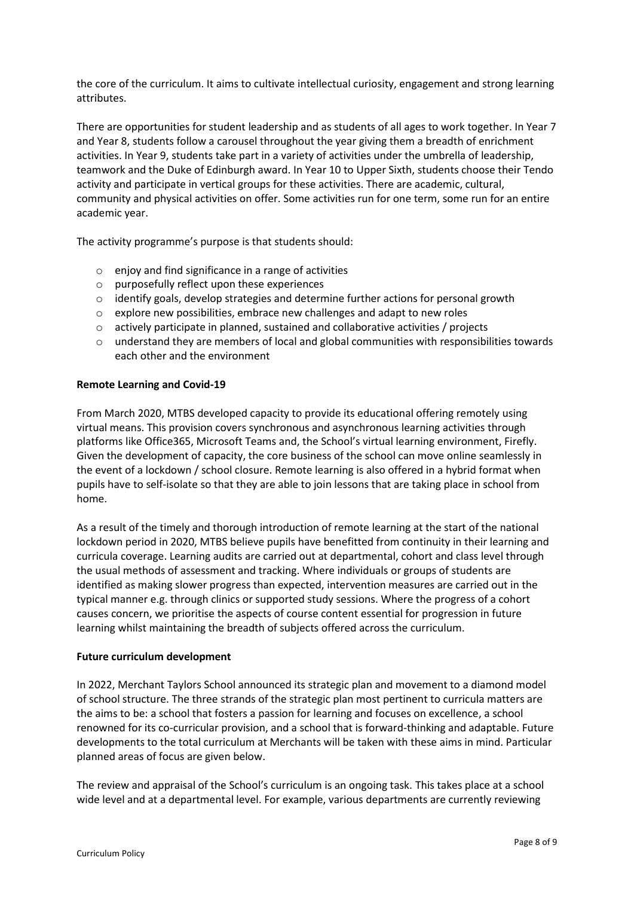the core of the curriculum. It aims to cultivate intellectual curiosity, engagement and strong learning attributes.

There are opportunities for student leadership and as students of all ages to work together. In Year 7 and Year 8, students follow a carousel throughout the year giving them a breadth of enrichment activities. In Year 9, students take part in a variety of activities under the umbrella of leadership, teamwork and the Duke of Edinburgh award. In Year 10 to Upper Sixth, students choose their Tendo activity and participate in vertical groups for these activities. There are academic, cultural, community and physical activities on offer. Some activities run for one term, some run for an entire academic year.

The activity programme's purpose is that students should:

- enjoy and find significance in a range of activities
- purposefully reflect upon these experiences
- identify goals, develop strategies and determine further actions for personal growth
- explore new possibilities, embrace new challenges and adapt to new roles
- actively participate in planned, sustained and collaborative activities / projects
- understand they are members of local and global communities with responsibilities towards each other and the environment

**Remote Learning and Covid-19**

From March 2020, MTBS developed capacity to provide its educational offering remotely using virtual means. This provision covers synchronous and asynchronous learning activities through platforms like Office365, Microsoft Teams and, the School's virtual learning environment, Firefly. Given the development of capacity, the core business of the school can move online seamlessly in the event of a lockdown / school closure. Remote learning is also offered in a hybrid format when pupils have to self-isolate so that they are able to join lessons that are taking place in school from home.

As a result of the timely and thorough introduction of remote learning at the start of the national lockdown period in 2020, MTBS believe pupils have benefitted from continuity in their learning and curricula coverage. Learning audits are carried out at departmental, cohort and class level through the usual methods of assessment and tracking. Where individuals or groups of students are identified as making slower progress than expected, intervention measures are carried out in the typical manner e.g. through clinics or supported study sessions. Where the progress of a cohort causes concern, we prioritise the aspects of course content essential for progression in future learning whilst maintaining the breadth of subjects offered across the curriculum.

**Future curriculum development**

In 2022, Merchant Taylors School announced its strategic plan and movement to a diamond model of school structure. The three strands of the strategic plan most pertinent to curricula matters are the aims to be: a school that fosters a passion for learning and focuses on excellence, a school renowned for its co-curricular provision, and a school that is forward-thinking and adaptable. Future developments to the total curriculum at Merchants will be taken with these aims in mind. Particular planned areas of focus are given below.

The review and appraisal of the School's curriculum is an ongoing task. This takes place at a school wide level and at a departmental level. For example, various departments are currently reviewing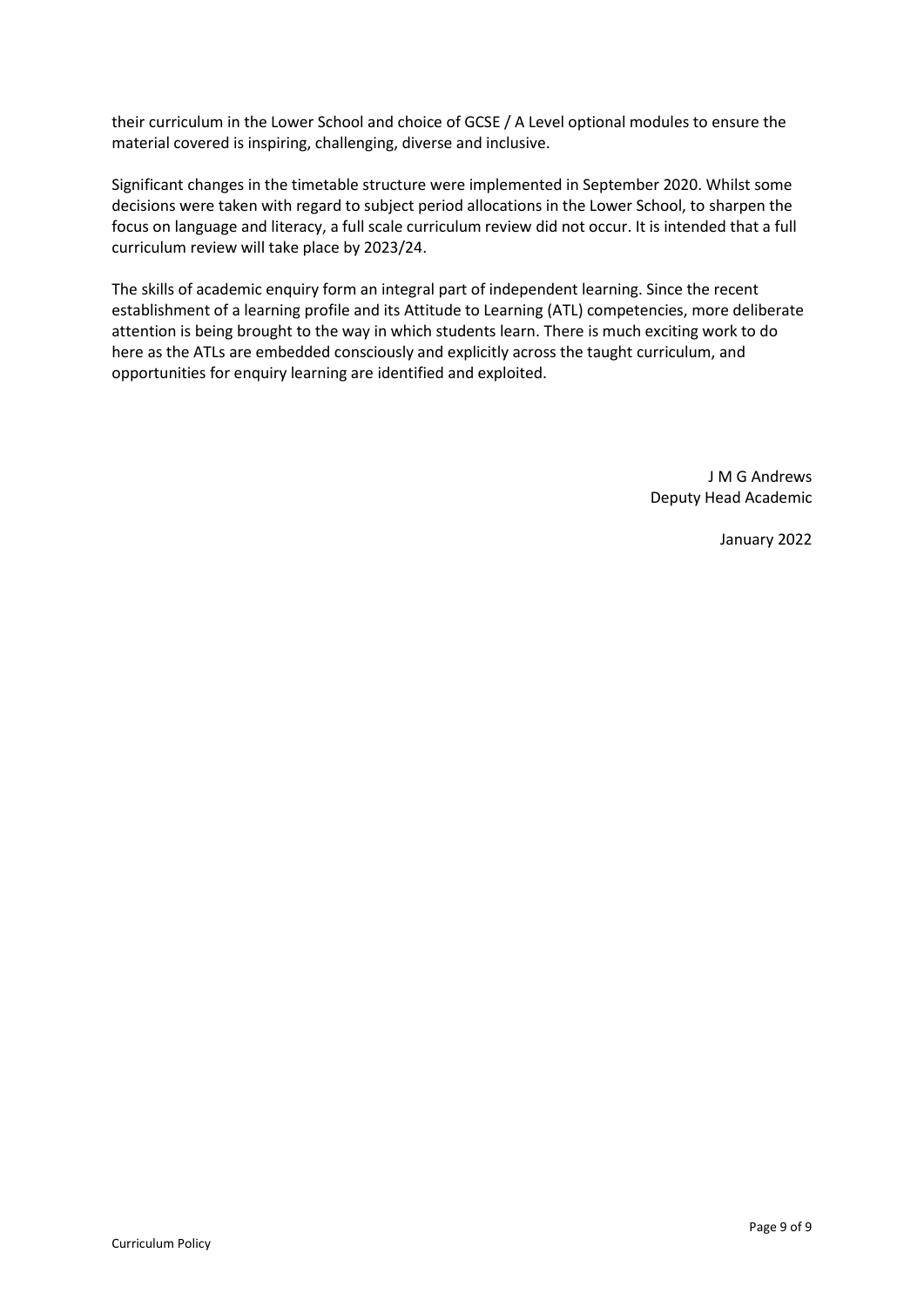their curriculum in the Lower School and choice of GCSE / A Level optional modules to ensure the material covered is inspiring, challenging, diverse and inclusive.

Significant changes in the timetable structure were implemented in September 2020. Whilst some decisions were taken with regard to subject period allocations in the Lower School, to sharpen the focus on language and literacy, a full scale curriculum review did not occur. It is intended that a full curriculum review will take place by 2023/24.

The skills of academic enquiry form an integral part of independent learning. Since the recent establishment of a learning profile and its Attitude to Learning (ATL) competencies, more deliberate attention is being brought to the way in which students learn. There is much exciting work to do here as the ATLs are embedded consciously and explicitly across the taught curriculum, and opportunities for enquiry learning are identified and exploited.

J M G Andrews
Deputy Head Academic

January 2022